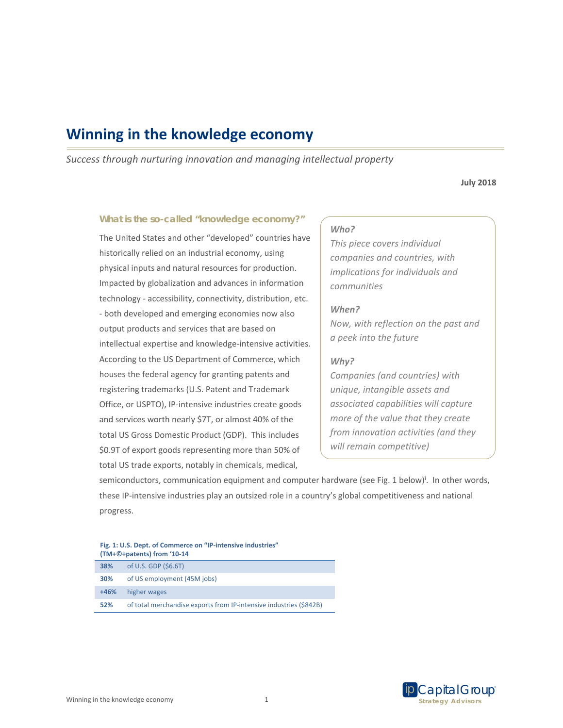# Winning in the knowledge economy

*Success through nurturing innovation and managing intellectual property*

**July 2018**

### What is the so-called "knowledge economy?"

The United States and other "developed" countries have historically relied on an industrial economy, using physical inputs and natural resources for production. Impacted by globalization and advances in information technology - accessibility, connectivity, distribution, etc. - both developed and emerging economies now also output products and services that are based on intellectual expertise and knowledge-intensive activities. According to the US Department of Commerce, which houses the federal agency for granting patents and registering trademarks (U.S. Patent and Trademark Office, or USPTO), IP-intensive industries create goods and services worth nearly $7T, or almost 40% of the total US Gross Domestic Product (GDP). This includes $0.9T of export goods representing more than 50% of total US trade exports, notably in chemicals, medical, semiconductors, communication equipment and computer hardware (see Fig. 1 below)[i]. In other words, these IP-intensive industries play an outsized role in a country's global competitiveness and national progress.

> ***Who?***
> *This piece covers individual companies and countries, with implications for individuals and communities*
>
> ***When?***
> *Now, with reflection on the past and a peek into the future*
>
> ***Why?***
> *Companies (and countries) with unique, intangible assets and associated capabilities will capture more of the value that they create from innovation activities (and they will remain competitive)*

**Fig. 1: U.S. Dept. of Commerce on "IP-intensive industries" (TM+©+patents) from '10-14**

| | |
|---|---|
| **38%** | of U.S. GDP ($6.6T) |
| **30%** | of US employment (45M jobs) |
| **+46%** | higher wages |
| **52%** | of total merchandise exports from IP-intensive industries ($842B) |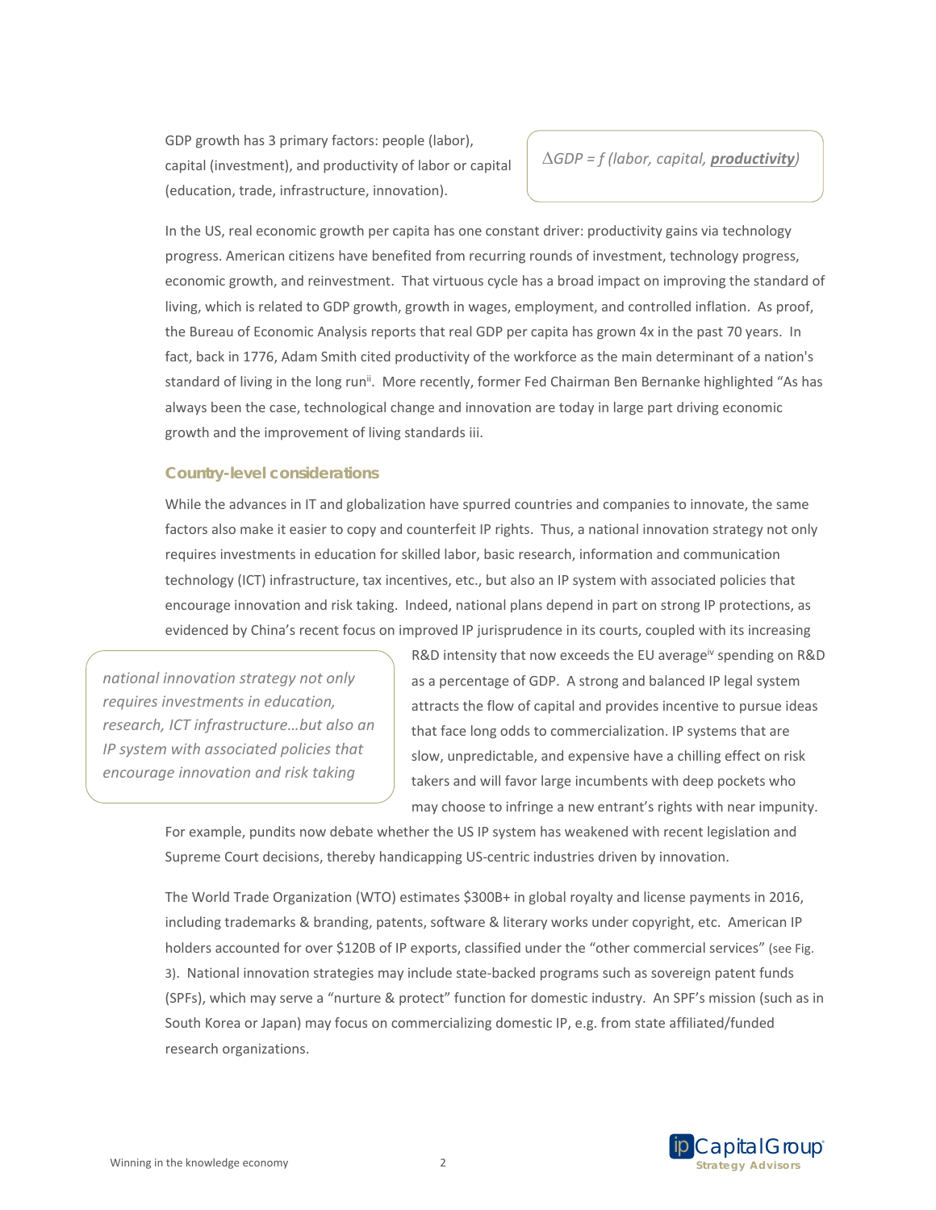GDP growth has 3 primary factors: people (labor), capital (investment), and productivity of labor or capital (education, trade, infrastructure, innovation).

> $\Delta GDP = f$ *(labor, capital,* ***productivity****)*

In the US, real economic growth per capita has one constant driver: productivity gains via technology progress. American citizens have benefited from recurring rounds of investment, technology progress, economic growth, and reinvestment. That virtuous cycle has a broad impact on improving the standard of living, which is related to GDP growth, growth in wages, employment, and controlled inflation. As proof, the Bureau of Economic Analysis reports that real GDP per capita has grown 4x in the past 70 years. In fact, back in 1776, Adam Smith cited productivity of the workforce as the main determinant of a nation's standard of living in the long run[ii]. More recently, former Fed Chairman Ben Bernanke highlighted "As has always been the case, technological change and innovation are today in large part driving economic growth and the improvement of living standards iii.

### Country-level considerations

While the advances in IT and globalization have spurred countries and companies to innovate, the same factors also make it easier to copy and counterfeit IP rights. Thus, a national innovation strategy not only requires investments in education for skilled labor, basic research, information and communication technology (ICT) infrastructure, tax incentives, etc., but also an IP system with associated policies that encourage innovation and risk taking. Indeed, national plans depend in part on strong IP protections, as evidenced by China's recent focus on improved IP jurisprudence in its courts, coupled with its increasing R&D intensity that now exceeds the EU average[iv] spending on R&D as a percentage of GDP. A strong and balanced IP legal system attracts the flow of capital and provides incentive to pursue ideas that face long odds to commercialization. IP systems that are slow, unpredictable, and expensive have a chilling effect on risk takers and will favor large incumbents with deep pockets who may choose to infringe a new entrant's rights with near impunity. For example, pundits now debate whether the US IP system has weakened with recent legislation and Supreme Court decisions, thereby handicapping US-centric industries driven by innovation.

> *national innovation strategy not only requires investments in education, research, ICT infrastructure…but also an IP system with associated policies that encourage innovation and risk taking*

The World Trade Organization (WTO) estimates $300B+ in global royalty and license payments in 2016, including trademarks & branding, patents, software & literary works under copyright, etc. American IP holders accounted for over $120B of IP exports, classified under the "other commercial services" (see Fig. 3). National innovation strategies may include state-backed programs such as sovereign patent funds (SPFs), which may serve a "nurture & protect" function for domestic industry. An SPF's mission (such as in South Korea or Japan) may focus on commercializing domestic IP, e.g. from state affiliated/funded research organizations.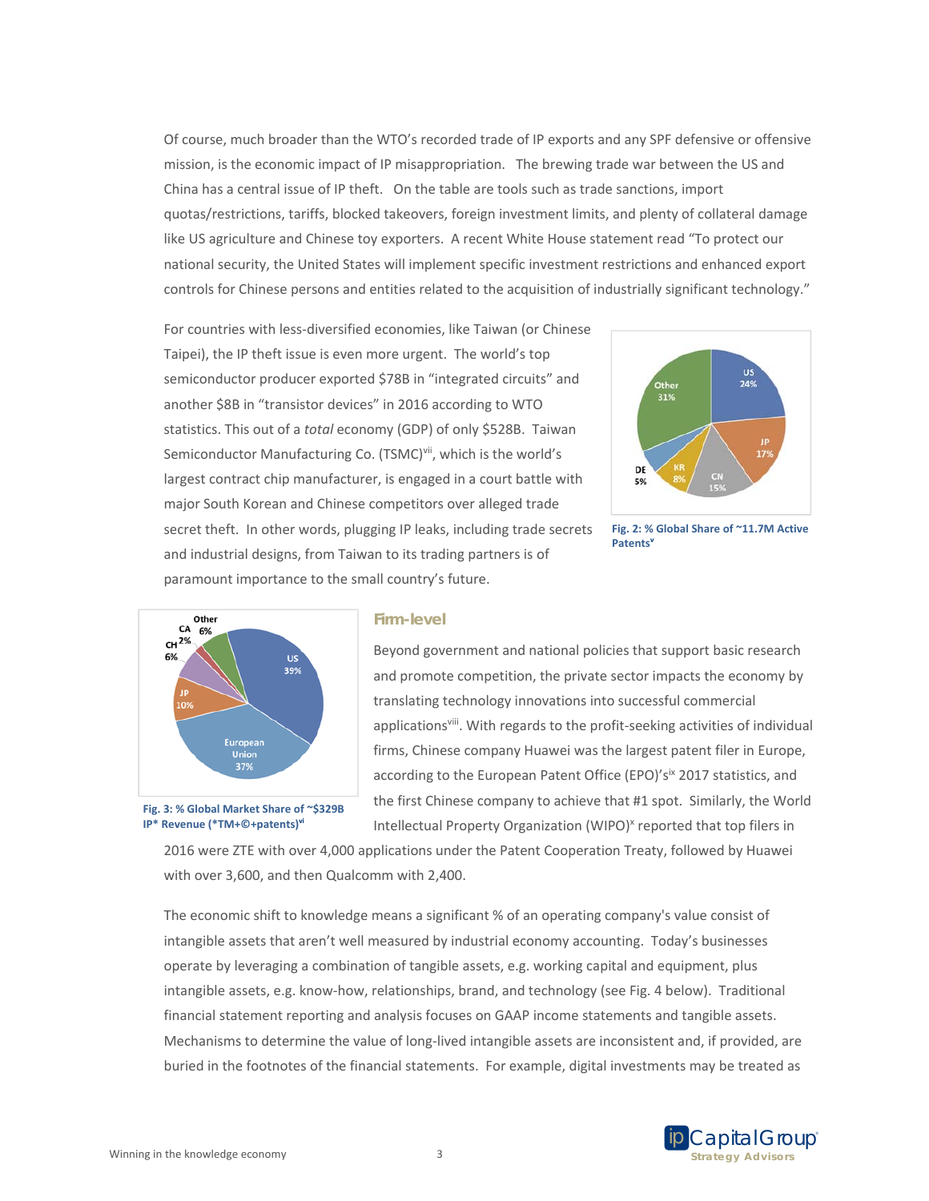Of course, much broader than the WTO's recorded trade of IP exports and any SPF defensive or offensive mission, is the economic impact of IP misappropriation. The brewing trade war between the US and China has a central issue of IP theft. On the table are tools such as trade sanctions, import quotas/restrictions, tariffs, blocked takeovers, foreign investment limits, and plenty of collateral damage like US agriculture and Chinese toy exporters. A recent White House statement read "To protect our national security, the United States will implement specific investment restrictions and enhanced export controls for Chinese persons and entities related to the acquisition of industrially significant technology."

For countries with less-diversified economies, like Taiwan (or Chinese Taipei), the IP theft issue is even more urgent. The world's top semiconductor producer exported $78B in "integrated circuits" and another $8B in "transistor devices" in 2016 according to WTO statistics. This out of a *total* economy (GDP) of only $528B. Taiwan Semiconductor Manufacturing Co. (TSMC)[vii], which is the world's largest contract chip manufacturer, is engaged in a court battle with major South Korean and Chinese competitors over alleged trade secret theft. In other words, plugging IP leaks, including trade secrets and industrial designs, from Taiwan to its trading partners is of paramount importance to the small country's future.

**Fig. 2: % Global Share of ~11.7M Active Patents[v]**

| Country | Share |
|---|---|
| US | 24% |
| JP | 17% |
| CN | 15% |
| KR | 8% |
| DE | 5% |
| Other | 31% |

**Fig. 3: % Global Market Share of ~$329B IP* Revenue (*TM+©+patents)[vi]**

| Region | Share |
|---|---|
| US | 39% |
| European Union | 37% |
| JP | 10% |
| CH | 6% |
| CA | 2% |
| Other | 6% |

## Firm-level

Beyond government and national policies that support basic research and promote competition, the private sector impacts the economy by translating technology innovations into successful commercial applications[viii]. With regards to the profit-seeking activities of individual firms, Chinese company Huawei was the largest patent filer in Europe, according to the European Patent Office (EPO)'s[ix] 2017 statistics, and the first Chinese company to achieve that #1 spot. Similarly, the World Intellectual Property Organization (WIPO)[x] reported that top filers in 2016 were ZTE with over 4,000 applications under the Patent Cooperation Treaty, followed by Huawei with over 3,600, and then Qualcomm with 2,400.

The economic shift to knowledge means a significant % of an operating company's value consist of intangible assets that aren't well measured by industrial economy accounting. Today's businesses operate by leveraging a combination of tangible assets, e.g. working capital and equipment, plus intangible assets, e.g. know-how, relationships, brand, and technology (see Fig. 4 below). Traditional financial statement reporting and analysis focuses on GAAP income statements and tangible assets. Mechanisms to determine the value of long-lived intangible assets are inconsistent and, if provided, are buried in the footnotes of the financial statements. For example, digital investments may be treated as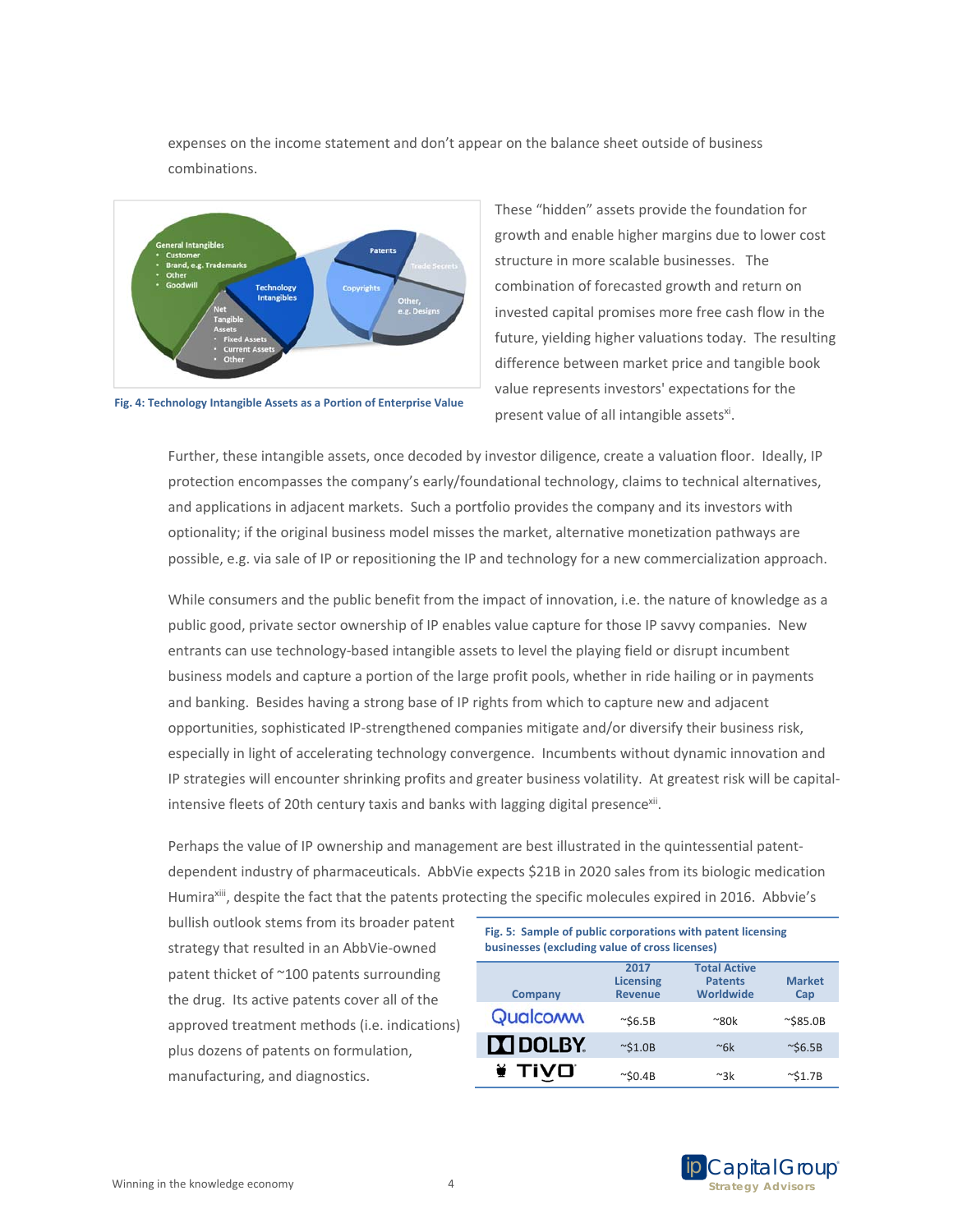expenses on the income statement and don't appear on the balance sheet outside of business combinations.

Fig. 4: Technology Intangible Assets as a Portion of Enterprise Value

These "hidden" assets provide the foundation for growth and enable higher margins due to lower cost structure in more scalable businesses. The combination of forecasted growth and return on invested capital promises more free cash flow in the future, yielding higher valuations today. The resulting difference between market price and tangible book value represents investors' expectations for the present value of all intangible assets[xi].

Further, these intangible assets, once decoded by investor diligence, create a valuation floor. Ideally, IP protection encompasses the company's early/foundational technology, claims to technical alternatives, and applications in adjacent markets. Such a portfolio provides the company and its investors with optionality; if the original business model misses the market, alternative monetization pathways are possible, e.g. via sale of IP or repositioning the IP and technology for a new commercialization approach.

While consumers and the public benefit from the impact of innovation, i.e. the nature of knowledge as a public good, private sector ownership of IP enables value capture for those IP savvy companies. New entrants can use technology-based intangible assets to level the playing field or disrupt incumbent business models and capture a portion of the large profit pools, whether in ride hailing or in payments and banking. Besides having a strong base of IP rights from which to capture new and adjacent opportunities, sophisticated IP-strengthened companies mitigate and/or diversify their business risk, especially in light of accelerating technology convergence. Incumbents without dynamic innovation and IP strategies will encounter shrinking profits and greater business volatility. At greatest risk will be capital-intensive fleets of 20th century taxis and banks with lagging digital presence[xii].

Perhaps the value of IP ownership and management are best illustrated in the quintessential patent-dependent industry of pharmaceuticals. AbbVie expects $21B in 2020 sales from its biologic medication Humira[xiii], despite the fact that the patents protecting the specific molecules expired in 2016. Abbvie's bullish outlook stems from its broader patent strategy that resulted in an AbbVie-owned patent thicket of ~100 patents surrounding the drug. Its active patents cover all of the approved treatment methods (i.e. indications) plus dozens of patents on formulation, manufacturing, and diagnostics.

**Fig. 5: Sample of public corporations with patent licensing businesses (excluding value of cross licenses)**

| Company | 2017 Licensing Revenue | Total Active Patents Worldwide | Market Cap |
|---|---|---|---|
| Qualcomm | ~$6.5B | ~80k | ~$85.0B |
| Dolby | ~$1.0B | ~6k | ~$6.5B |
| TiVo | ~$0.4B | ~3k | ~$1.7B |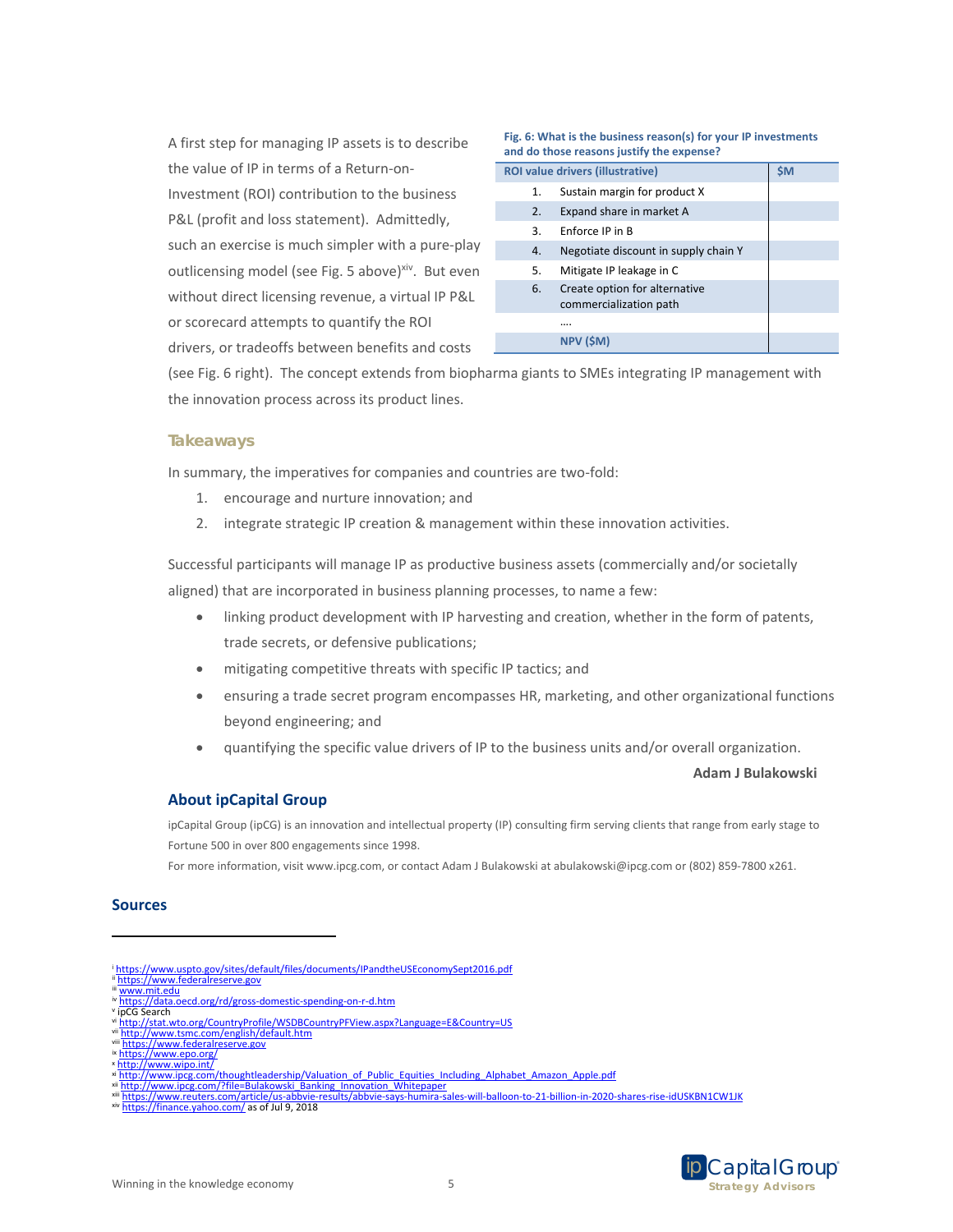A first step for managing IP assets is to describe the value of IP in terms of a Return-on-Investment (ROI) contribution to the business P&L (profit and loss statement). Admittedly, such an exercise is much simpler with a pure-play outlicensing model (see Fig. 5 above)[xiv]. But even without direct licensing revenue, a virtual IP P&L or scorecard attempts to quantify the ROI drivers, or tradeoffs between benefits and costs (see Fig. 6 right). The concept extends from biopharma giants to SMEs integrating IP management with the innovation process across its product lines.

**Fig. 6: What is the business reason(s) for your IP investments and do those reasons justify the expense?**

| ROI value drivers (illustrative) | $M |
|---|---|
| 1. Sustain margin for product X | |
| 2. Expand share in market A | |
| 3. Enforce IP in B | |
| 4. Negotiate discount in supply chain Y | |
| 5. Mitigate IP leakage in C | |
| 6. Create option for alternative commercialization path | |
| …. | |
| NPV ($M) | |

## Takeaways

In summary, the imperatives for companies and countries are two-fold:

1. encourage and nurture innovation; and
2. integrate strategic IP creation & management within these innovation activities.

Successful participants will manage IP as productive business assets (commercially and/or societally aligned) that are incorporated in business planning processes, to name a few:

- linking product development with IP harvesting and creation, whether in the form of patents, trade secrets, or defensive publications;
- mitigating competitive threats with specific IP tactics; and
- ensuring a trade secret program encompasses HR, marketing, and other organizational functions beyond engineering; and
- quantifying the specific value drivers of IP to the business units and/or overall organization.

**Adam J Bulakowski**

## About ipCapital Group

ipCapital Group (ipCG) is an innovation and intellectual property (IP) consulting firm serving clients that range from early stage to Fortune 500 in over 800 engagements since 1998.

For more information, visit www.ipcg.com, or contact Adam J Bulakowski at abulakowski@ipcg.com or (802) 859-7800 x261.

## Sources

[i] https://www.uspto.gov/sites/default/files/documents/IPandtheUSEconomySept2016.pdf
[ii] https://www.federalreserve.gov
[iii] www.mit.edu
[iv] https://data.oecd.org/rd/gross-domestic-spending-on-r-d.htm
[v] ipCG Search
[vi] http://stat.wto.org/CountryProfile/WSDBCountryPFView.aspx?Language=E&Country=US
[vii] http://www.tsmc.com/english/default.htm
[viii] https://www.federalreserve.gov
[ix] https://www.epo.org/
[x] http://www.wipo.int/
[xi] http://www.ipcg.com/thoughtleadership/Valuation_of_Public_Equities_Including_Alphabet_Amazon_Apple.pdf
[xii] http://www.ipcg.com/?file=Bulakowski_Banking_Innovation_Whitepaper
[xiii] https://www.reuters.com/article/us-abbvie-results/abbvie-says-humira-sales-will-balloon-to-21-billion-in-2020-shares-rise-idUSKBN1CW1JK
[xiv] https://finance.yahoo.com/ as of Jul 9, 2018